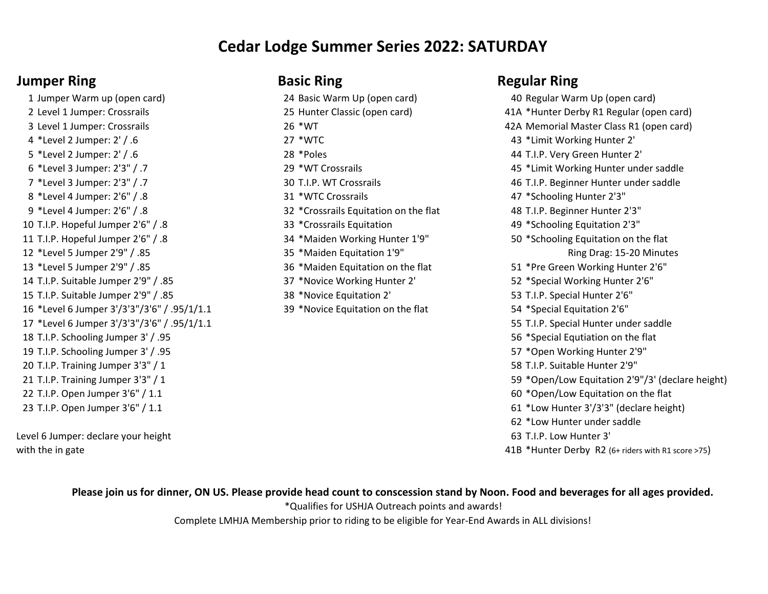// Cedar Lodge Summer Series 2022: SATURDAY

# Cedar Lodge Summer Series 2022: SATURDAY

## Jumper Ring

1 Jumper Warm up (open card)
2 Level 1 Jumper: Crossrails
3 Level 1 Jumper: Crossrails
4 *Level 2 Jumper: 2' / .6
5 *Level 2 Jumper: 2' / .6
6 *Level 3 Jumper: 2'3" / .7
7 *Level 3 Jumper: 2'3" / .7
8 *Level 4 Jumper: 2'6" / .8
9 *Level 4 Jumper: 2'6" / .8
10 T.I.P. Hopeful Jumper 2'6" / .8
11 T.I.P. Hopeful Jumper 2'6" / .8
12 *Level 5 Jumper 2'9" / .85
13 *Level 5 Jumper 2'9" / .85
14 T.I.P. Suitable Jumper 2'9" / .85
15 T.I.P. Suitable Jumper 2'9" / .85
16 *Level 6 Jumper 3'/3'3"/3'6" / .95/1/1.1
17 *Level 6 Jumper 3'/3'3"/3'6" / .95/1/1.1
18 T.I.P. Schooling Jumper 3' / .95
19 T.I.P. Schooling Jumper 3' / .95
20 T.I.P. Training Jumper 3'3" / 1
21 T.I.P. Training Jumper 3'3" / 1
22 T.I.P. Open Jumper 3'6" / 1.1
23 T.I.P. Open Jumper 3'6" / 1.1

Level 6 Jumper: declare your height with the in gate

## Basic Ring

24 Basic Warm Up (open card)
25 Hunter Classic (open card)
26 *WT
27 *WTC
28 *Poles
29 *WT Crossrails
30 T.I.P. WT Crossrails
31 *WTC Crossrails
32 *Crossrails Equitation on the flat
33 *Crossrails Equitation
34 *Maiden Working Hunter 1'9"
35 *Maiden Equitation 1'9"
36 *Maiden Equitation on the flat
37 *Novice Working Hunter 2'
38 *Novice Equitation 2'
39 *Novice Equitation on the flat

## Regular Ring

40 Regular Warm Up (open card)
41A *Hunter Derby R1 Regular (open card)
42A Memorial Master Class R1 (open card)
43 *Limit Working Hunter 2'
44 T.I.P. Very Green Hunter 2'
45 *Limit Working Hunter under saddle
46 T.I.P. Beginner Hunter under saddle
47 *Schooling Hunter 2'3"
48 T.I.P. Beginner Hunter 2'3"
49 *Schooling Equitation 2'3"
50 *Schooling Equitation on the flat

Ring Drag: 15-20 Minutes

51 *Pre Green Working Hunter 2'6"
52 *Special Working Hunter 2'6"
53 T.I.P. Special Hunter 2'6"
54 *Special Equitation 2'6"
55 T.I.P. Special Hunter under saddle
56 *Special Equtiation on the flat
57 *Open Working Hunter 2'9"
58 T.I.P. Suitable Hunter 2'9"
59 *Open/Low Equitation 2'9"/3' (declare height)
60 *Open/Low Equitation on the flat
61 *Low Hunter 3'/3'3" (declare height)
62 *Low Hunter under saddle
63 T.I.P. Low Hunter 3'
41B *Hunter Derby R2 (6+ riders with R1 score >75)

**Please join us for dinner, ON US. Please provide head count to conscession stand by Noon. Food and beverages for all ages provided.**

*Qualifies for USHJA Outreach points and awards!

Complete LMHJA Membership prior to riding to be eligible for Year-End Awards in ALL divisions!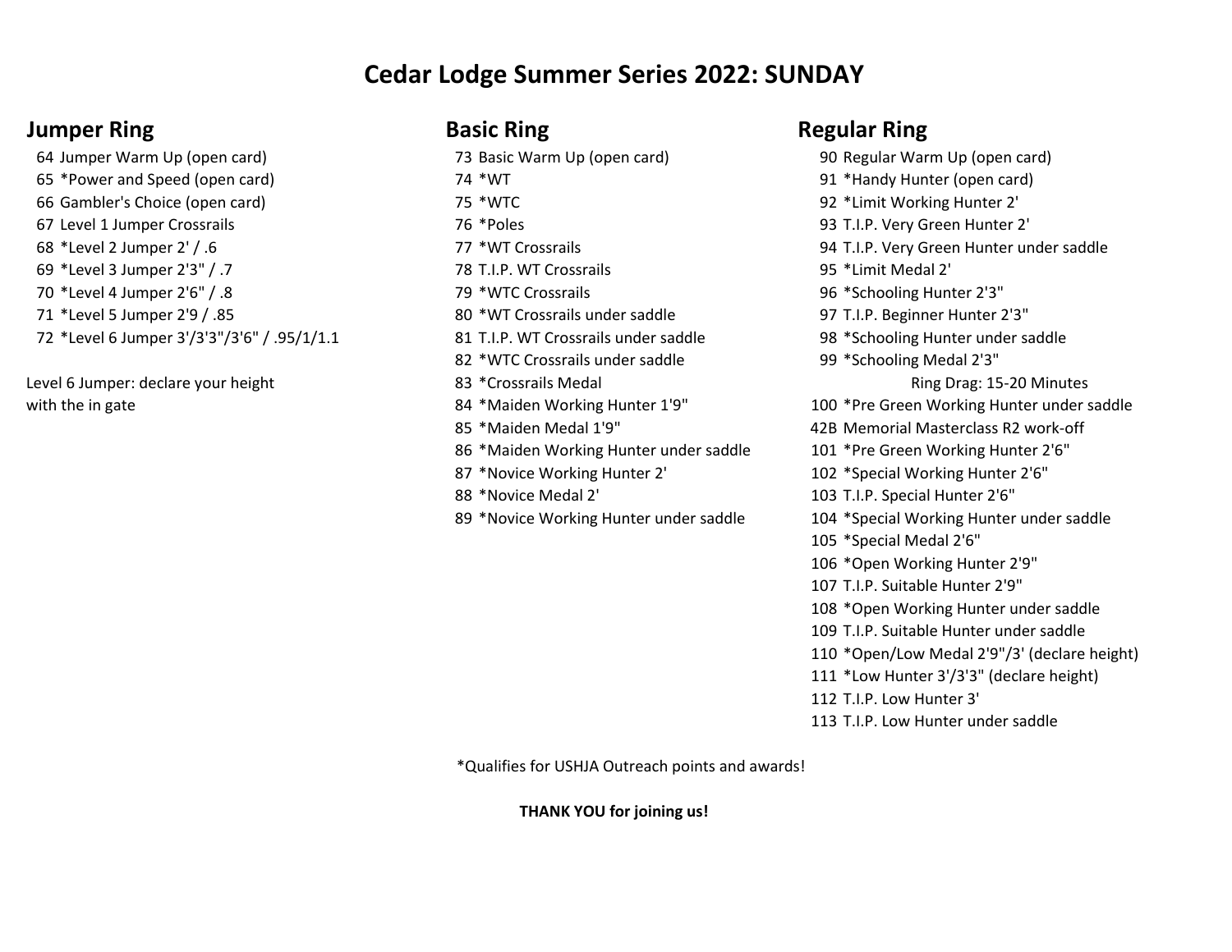# Cedar Lodge Summer Series 2022: SUNDAY

## Jumper Ring

64 Jumper Warm Up (open card)
65 *Power and Speed (open card)
66 Gambler's Choice (open card)
67 Level 1 Jumper Crossrails
68 *Level 2 Jumper 2' / .6
69 *Level 3 Jumper 2'3" / .7
70 *Level 4 Jumper 2'6" / .8
71 *Level 5 Jumper 2'9 / .85
72 *Level 6 Jumper 3'/3'3"/3'6" / .95/1/1.1

Level 6 Jumper: declare your height with the in gate

## Basic Ring

73 Basic Warm Up (open card)
74 *WT
75 *WTC
76 *Poles
77 *WT Crossrails
78 T.I.P. WT Crossrails
79 *WTC Crossrails
80 *WT Crossrails under saddle
81 T.I.P. WT Crossrails under saddle
82 *WTC Crossrails under saddle
83 *Crossrails Medal
84 *Maiden Working Hunter 1'9"
85 *Maiden Medal 1'9"
86 *Maiden Working Hunter under saddle
87 *Novice Working Hunter 2'
88 *Novice Medal 2'
89 *Novice Working Hunter under saddle

## Regular Ring

90 Regular Warm Up (open card)
91 *Handy Hunter (open card)
92 *Limit Working Hunter 2'
93 T.I.P. Very Green Hunter 2'
94 T.I.P. Very Green Hunter under saddle
95 *Limit Medal 2'
96 *Schooling Hunter 2'3"
97 T.I.P. Beginner Hunter 2'3"
98 *Schooling Hunter under saddle
99 *Schooling Medal 2'3"

Ring Drag: 15-20 Minutes

100 *Pre Green Working Hunter under saddle
42B Memorial Masterclass R2 work-off
101 *Pre Green Working Hunter 2'6"
102 *Special Working Hunter 2'6"
103 T.I.P. Special Hunter 2'6"
104 *Special Working Hunter under saddle
105 *Special Medal 2'6"
106 *Open Working Hunter 2'9"
107 T.I.P. Suitable Hunter 2'9"
108 *Open Working Hunter under saddle
109 T.I.P. Suitable Hunter under saddle
110 *Open/Low Medal 2'9"/3' (declare height)
111 *Low Hunter 3'/3'3" (declare height)
112 T.I.P. Low Hunter 3'
113 T.I.P. Low Hunter under saddle

*Qualifies for USHJA Outreach points and awards!

**THANK YOU for joining us!**